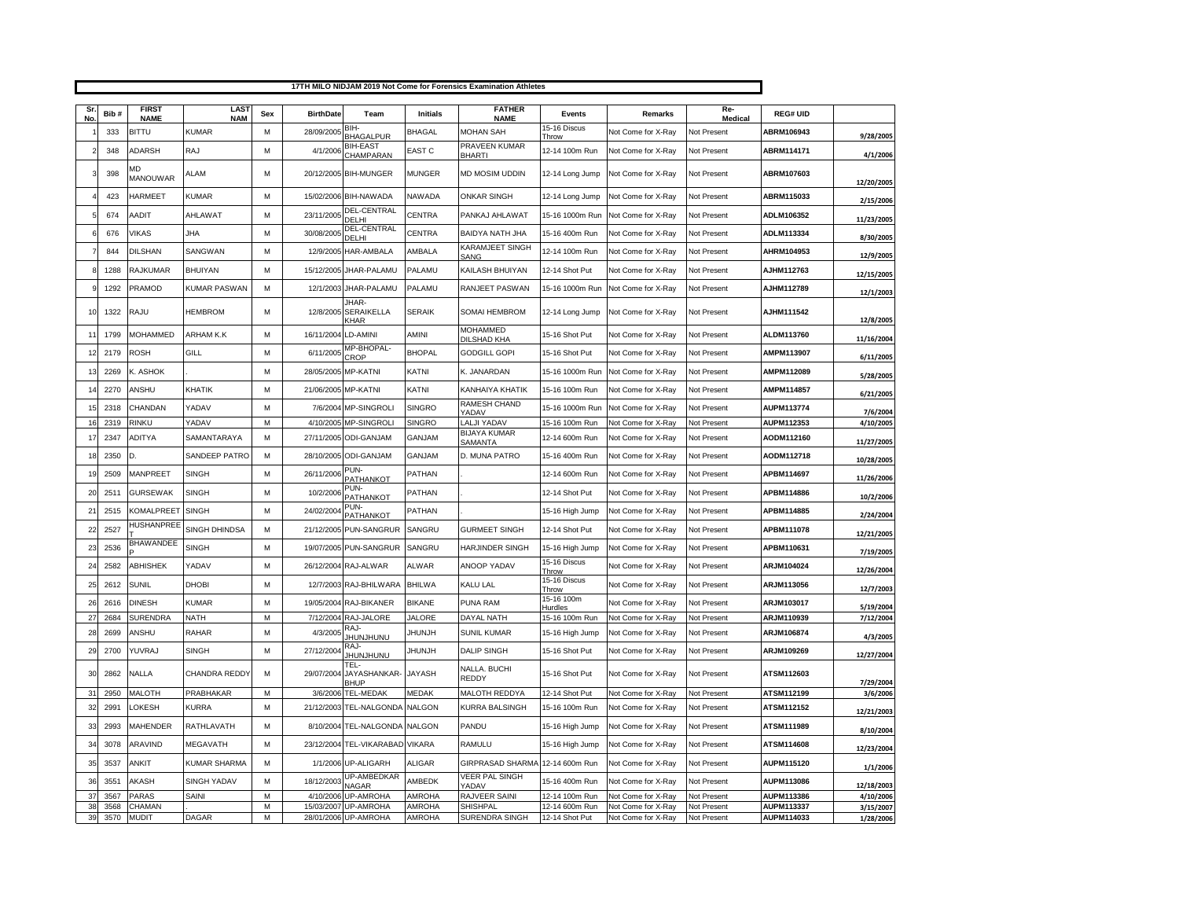# 17TH MILO NIDJAM 2019 Not Come for Forensics Examination Athletes

| Sr. No. | Bib # | FIRST NAME | LAST NAM | Sex | BirthDate | Team | Initials | FATHER NAME | Events | Remarks | Re-Medical | REG# UID | |
|---|---|---|---|---|---|---|---|---|---|---|---|---|---|
| 1 | 333 | BITTU | KUMAR | M | 28/09/2005 | BIH-BHAGALPUR | BHAGAL | MOHAN SAH | 15-16 Discus Throw | Not Come for X-Ray | Not Present | ABRM106943 | 9/28/2005 |
| 2 | 348 | ADARSH | RAJ | M | 4/1/2006 | BIH-EAST CHAMPARAN | EAST C | PRAVEEN KUMAR BHARTI | 12-14 100m Run | Not Come for X-Ray | Not Present | ABRM114171 | 4/1/2006 |
| 3 | 398 | MD MANOUWAR | ALAM | M | 20/12/2005 | BIH-MUNGER | MUNGER | MD MOSIM UDDIN | 12-14 Long Jump | Not Come for X-Ray | Not Present | ABRM107603 | 12/20/2005 |
| 4 | 423 | HARMEET | KUMAR | M | 15/02/2006 | BIH-NAWADA | NAWADA | ONKAR SINGH | 12-14 Long Jump | Not Come for X-Ray | Not Present | ABRM115033 | 2/15/2006 |
| 5 | 674 | AADIT | AHLAWAT | M | 23/11/2005 | DEL-CENTRAL DELHI | CENTRA | PANKAJ AHLAWAT | 15-16 1000m Run | Not Come for X-Ray | Not Present | ADLM106352 | 11/23/2005 |
| 6 | 676 | VIKAS | JHA | M | 30/08/2005 | DEL-CENTRAL DELHI | CENTRA | BAIDYA NATH JHA | 15-16 400m Run | Not Come for X-Ray | Not Present | ADLM113334 | 8/30/2005 |
| 7 | 844 | DILSHAN | SANGWAN | M | 12/9/2005 | HAR-AMBALA | AMBALA | KARAMJEET SINGH SANG | 12-14 100m Run | Not Come for X-Ray | Not Present | AHRM104953 | 12/9/2005 |
| 8 | 1288 | RAJKUMAR | BHUIYAN | M | 15/12/2005 | JHAR-PALAMU | PALAMU | KAILASH BHUIYAN | 12-14 Shot Put | Not Come for X-Ray | Not Present | AJHM112763 | 12/15/2005 |
| 9 | 1292 | PRAMOD | KUMAR PASWAN | M | 12/1/2003 | JHAR-PALAMU | PALAMU | RANJEET PASWAN | 15-16 1000m Run | Not Come for X-Ray | Not Present | AJHM112789 | 12/1/2003 |
| 10 | 1322 | RAJU | HEMBROM | M | 12/8/2005 | JHAR-SERAIKELLA KHAR | SERAIK | SOMAI HEMBROM | 12-14 Long Jump | Not Come for X-Ray | Not Present | AJHM111542 | 12/8/2005 |
| 11 | 1799 | MOHAMMED | ARHAM K.K | M | 16/11/2004 | LD-AMINI | AMINI | MOHAMMED DILSHAD KHA | 15-16 Shot Put | Not Come for X-Ray | Not Present | ALDM113760 | 11/16/2004 |
| 12 | 2179 | ROSH | GILL | M | 6/11/2005 | MP-BHOPAL-CROP | BHOPAL | GODGILL GOPI | 15-16 Shot Put | Not Come for X-Ray | Not Present | AMPM113907 | 6/11/2005 |
| 13 | 2269 | K. ASHOK | . | M | 28/05/2005 | MP-KATNI | KATNI | K. JANARDAN | 15-16 1000m Run | Not Come for X-Ray | Not Present | AMPM112089 | 5/28/2005 |
| 14 | 2270 | ANSHU | KHATIK | M | 21/06/2005 | MP-KATNI | KATNI | KANHAIYA KHATIK | 15-16 100m Run | Not Come for X-Ray | Not Present | AMPM114857 | 6/21/2005 |
| 15 | 2318 | CHANDAN | YADAV | M | 7/6/2004 | MP-SINGROLI | SINGRO | RAMESH CHAND YADAV | 15-16 1000m Run | Not Come for X-Ray | Not Present | AUPM113774 | 7/6/2004 |
| 16 | 2319 | RINKU | YADAV | M | 4/10/2005 | MP-SINGROLI | SINGRO | LALJI YADAV | 15-16 100m Run | Not Come for X-Ray | Not Present | AUPM112353 | 4/10/2005 |
| 17 | 2347 | ADITYA | SAMANTARAYA | M | 27/11/2005 | ODI-GANJAM | GANJAM | BIJAYA KUMAR SAMANTA | 12-14 600m Run | Not Come for X-Ray | Not Present | AODM112160 | 11/27/2005 |
| 18 | 2350 | D. | SANDEEP PATRO | M | 28/10/2005 | ODI-GANJAM | GANJAM | D. MUNA PATRO | 15-16 400m Run | Not Come for X-Ray | Not Present | AODM112718 | 10/28/2005 |
| 19 | 2509 | MANPREET | SINGH | M | 26/11/2006 | PUN-PATHANKOT | PATHAN | . | 12-14 600m Run | Not Come for X-Ray | Not Present | APBM114697 | 11/26/2006 |
| 20 | 2511 | GURSEWAK | SINGH | M | 10/2/2006 | PUN-PATHANKOT | PATHAN | . | 12-14 Shot Put | Not Come for X-Ray | Not Present | APBM114886 | 10/2/2006 |
| 21 | 2515 | KOMALPREET | SINGH | M | 24/02/2004 | PUN-PATHANKOT | PATHAN | . | 15-16 High Jump | Not Come for X-Ray | Not Present | APBM114885 | 2/24/2004 |
| 22 | 2527 | HUSHANPREET | SINGH DHINDSA | M | 21/12/2005 | PUN-SANGRUR | SANGRU | GURMEET SINGH | 12-14 Shot Put | Not Come for X-Ray | Not Present | APBM111078 | 12/21/2005 |
| 23 | 2536 | BHAWANDEEP | SINGH | M | 19/07/2005 | PUN-SANGRUR | SANGRU | HARJINDER SINGH | 15-16 High Jump | Not Come for X-Ray | Not Present | APBM110631 | 7/19/2005 |
| 24 | 2582 | ABHISHEK | YADAV | M | 26/12/2004 | RAJ-ALWAR | ALWAR | ANOOP YADAV | 15-16 Discus Throw | Not Come for X-Ray | Not Present | ARJM104024 | 12/26/2004 |
| 25 | 2612 | SUNIL | DHOBI | M | 12/7/2003 | RAJ-BHILWARA | BHILWA | KALU LAL | 15-16 Discus Throw | Not Come for X-Ray | Not Present | ARJM113056 | 12/7/2003 |
| 26 | 2616 | DINESH | KUMAR | M | 19/05/2004 | RAJ-BIKANER | BIKANE | PUNA RAM | 15-16 100m Hurdles | Not Come for X-Ray | Not Present | ARJM103017 | 5/19/2004 |
| 27 | 2684 | SURENDRA | NATH | M | 7/12/2004 | RAJ-JALORE | JALORE | DAYAL NATH | 15-16 100m Run | Not Come for X-Ray | Not Present | ARJM110939 | 7/12/2004 |
| 28 | 2699 | ANSHU | RAHAR | M | 4/3/2005 | RAJ-JHUNJHUNU | JHUNJH | SUNIL KUMAR | 15-16 High Jump | Not Come for X-Ray | Not Present | ARJM106874 | 4/3/2005 |
| 29 | 2700 | YUVRAJ | SINGH | M | 27/12/2004 | RAJ-JHUNJHUNU | JHUNJH | DALIP SINGH | 15-16 Shot Put | Not Come for X-Ray | Not Present | ARJM109269 | 12/27/2004 |
| 30 | 2862 | NALLA | CHANDRA REDDY | M | 29/07/2004 | TEL-JAYASHANKAR-BHUP | JAYASH | NALLA. BUCHI REDDY | 15-16 Shot Put | Not Come for X-Ray | Not Present | ATSM112603 | 7/29/2004 |
| 31 | 2950 | MALOTH | PRABHAKAR | M | 3/6/2006 | TEL-MEDAK | MEDAK | MALOTH REDDYA | 12-14 Shot Put | Not Come for X-Ray | Not Present | ATSM112199 | 3/6/2006 |
| 32 | 2991 | LOKESH | KURRA | M | 21/12/2003 | TEL-NALGONDA | NALGON | KURRA BALSINGH | 15-16 100m Run | Not Come for X-Ray | Not Present | ATSM112152 | 12/21/2003 |
| 33 | 2993 | MAHENDER | RATHLAVATH | M | 8/10/2004 | TEL-NALGONDA | NALGON | PANDU | 15-16 High Jump | Not Come for X-Ray | Not Present | ATSM111989 | 8/10/2004 |
| 34 | 3078 | ARAVIND | MEGAVATH | M | 23/12/2004 | TEL-VIKARABAD | VIKARA | RAMULU | 15-16 High Jump | Not Come for X-Ray | Not Present | ATSM114608 | 12/23/2004 |
| 35 | 3537 | ANKIT | KUMAR SHARMA | M | 1/1/2006 | UP-ALIGARH | ALIGAR | GIRPRASAD SHARMA | 12-14 600m Run | Not Come for X-Ray | Not Present | AUPM115120 | 1/1/2006 |
| 36 | 3551 | AKASH | SINGH YADAV | M | 18/12/2003 | UP-AMBEDKAR NAGAR | AMBEDK | VEER PAL SINGH YADAV | 15-16 400m Run | Not Come for X-Ray | Not Present | AUPM113086 | 12/18/2003 |
| 37 | 3567 | PARAS | SAINI | M | 4/10/2006 | UP-AMROHA | AMROHA | RAJVEER SAINI | 12-14 100m Run | Not Come for X-Ray | Not Present | AUPM113386 | 4/10/2006 |
| 38 | 3568 | CHAMAN | . | M | 15/03/2007 | UP-AMROHA | AMROHA | SHISHPAL | 12-14 600m Run | Not Come for X-Ray | Not Present | AUPM113337 | 3/15/2007 |
| 39 | 3570 | MUDIT | DAGAR | M | 28/01/2006 | UP-AMROHA | AMROHA | SURENDRA SINGH | 12-14 Shot Put | Not Come for X-Ray | Not Present | AUPM114033 | 1/28/2006 |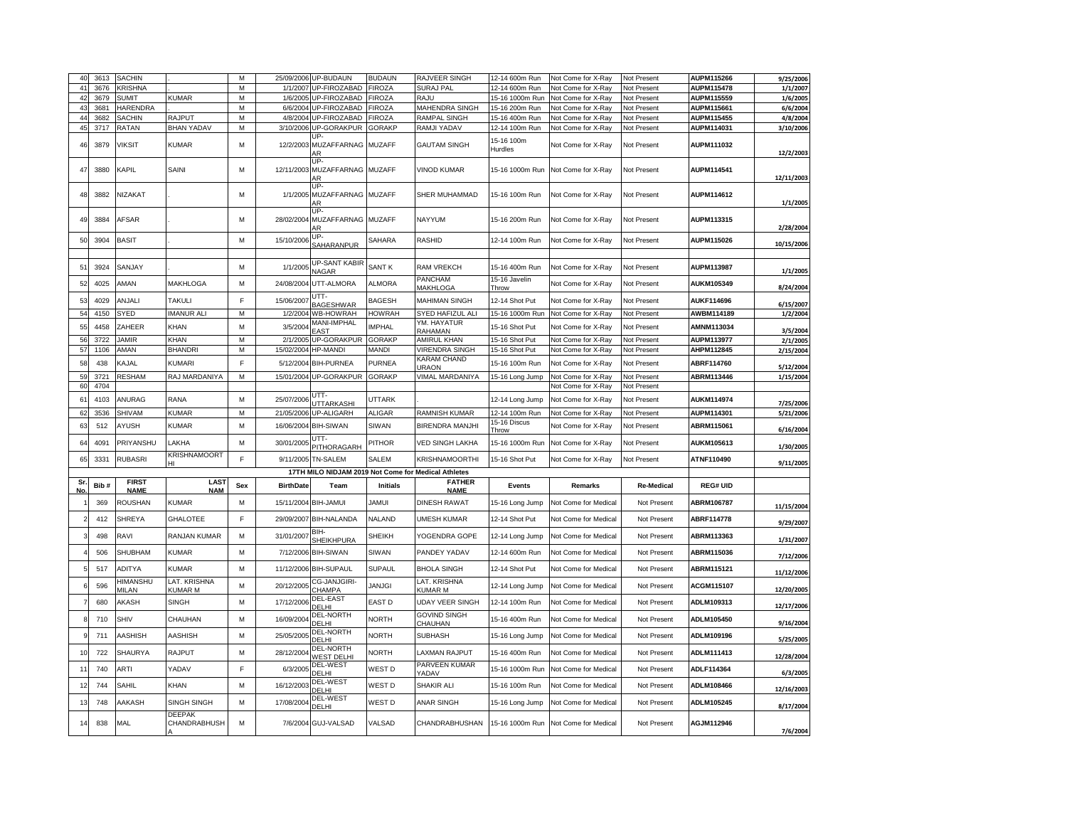| | | | | | | | | | | | | | |
|---|---|---|---|---|---|---|---|---|---|---|---|---|---|
| 40 | 3613 | SACHIN | . | M | 25/09/2006 | UP-BUDAUN | BUDAUN | RAJVEER SINGH | 12-14 600m Run | Not Come for X-Ray | Not Present | AUPM115266 | 9/25/2006 |
| 41 | 3676 | KRISHNA | . | M | 1/1/2007 | UP-FIROZABAD | FIROZA | SURAJ PAL | 12-14 600m Run | Not Come for X-Ray | Not Present | AUPM115478 | 1/1/2007 |
| 42 | 3679 | SUMIT | KUMAR | M | 1/6/2005 | UP-FIROZABAD | FIROZA | RAJU | 15-16 1000m Run | Not Come for X-Ray | Not Present | AUPM115559 | 1/6/2005 |
| 43 | 3681 | HARENDRA | . | M | 6/6/2004 | UP-FIROZABAD | FIROZA | MAHENDRA SINGH | 15-16 200m Run | Not Come for X-Ray | Not Present | AUPM115661 | 6/6/2004 |
| 44 | 3682 | SACHIN | RAJPUT | M | 4/8/2004 | UP-FIROZABAD | FIROZA | RAMPAL SINGH | 15-16 400m Run | Not Come for X-Ray | Not Present | AUPM115455 | 4/8/2004 |
| 45 | 3717 | RATAN | BHAN YADAV | M | 3/10/2006 | UP-GORAKPUR | GORAKP | RAMJI YADAV | 12-14 100m Run | Not Come for X-Ray | Not Present | AUPM114031 | 3/10/2006 |
| 46 | 3879 | VIKSIT | KUMAR | M | 12/2/2003 | UP-MUZAFFARNAGAR | MUZAFF | GAUTAM SINGH | 15-16 100m Hurdles | Not Come for X-Ray | Not Present | AUPM111032 | 12/2/2003 |
| 47 | 3880 | KAPIL | SAINI | M | 12/11/2003 | UP-MUZAFFARNAGAR | MUZAFF | VINOD KUMAR | 15-16 1000m Run | Not Come for X-Ray | Not Present | AUPM114541 | 12/11/2003 |
| 48 | 3882 | NIZAKAT | . | M | 1/1/2005 | UP-MUZAFFARNAGAR | MUZAFF | SHER MUHAMMAD | 15-16 100m Run | Not Come for X-Ray | Not Present | AUPM114612 | 1/1/2005 |
| 49 | 3884 | AFSAR | . | M | 28/02/2004 | UP-MUZAFFARNAGAR | MUZAFF | NAYYUM | 15-16 200m Run | Not Come for X-Ray | Not Present | AUPM113315 | 2/28/2004 |
| 50 | 3904 | BASIT | . | M | 15/10/2006 | UP-SAHARANPUR | SAHARA | RASHID | 12-14 100m Run | Not Come for X-Ray | Not Present | AUPM115026 | 10/15/2006 |
| 51 | 3924 | SANJAY | . | M | 1/1/2005 | UP-SANT KABIR NAGAR | SANT K | RAM VREKCH | 15-16 400m Run | Not Come for X-Ray | Not Present | AUPM113987 | 1/1/2005 |
| 52 | 4025 | AMAN | MAKHLOGA | M | 24/08/2004 | UTT-ALMORA | ALMORA | PANCHAM MAKHLOGA | 15-16 Javelin Throw | Not Come for X-Ray | Not Present | AUKM105349 | 8/24/2004 |
| 53 | 4029 | ANJALI | TAKULI | F | 15/06/2007 | UTT-BAGESHWAR | BAGESH | MAHIMAN SINGH | 12-14 Shot Put | Not Come for X-Ray | Not Present | AUKF114696 | 6/15/2007 |
| 54 | 4150 | SYED | IMANUR ALI | M | 1/2/2004 | WB-HOWRAH | HOWRAH | SYED HAFIZUL ALI | 15-16 1000m Run | Not Come for X-Ray | Not Present | AWBM114189 | 1/2/2004 |
| 55 | 4458 | ZAHEER | KHAN | M | 3/5/2004 | MANI-IMPHAL EAST | IMPHAL | YM. HAYATUR RAHAMAN | 15-16 Shot Put | Not Come for X-Ray | Not Present | AMNM113034 | 3/5/2004 |
| 56 | 3722 | JAMIR | KHAN | M | 2/1/2005 | UP-GORAKPUR | GORAKP | AMIRUL KHAN | 15-16 Shot Put | Not Come for X-Ray | Not Present | AUPM113977 | 2/1/2005 |
| 57 | 1106 | AMAN | BHANDRI | M | 15/02/2004 | HP-MANDI | MANDI | VIRENDRA SINGH | 15-16 Shot Put | Not Come for X-Ray | Not Present | AHPM112845 | 2/15/2004 |
| 58 | 438 | KAJAL | KUMARI | F | 5/12/2004 | BIH-PURNEA | PURNEA | KARAM CHAND URAON | 15-16 100m Run | Not Come for X-Ray | Not Present | ABRF114760 | 5/12/2004 |
| 59 | 3721 | RESHAM | RAJ MARDANIYA | M | 15/01/2004 | UP-GORAKPUR | GORAKP | VIMAL MARDANIYA | 15-16 Long Jump | Not Come for X-Ray | Not Present | ABRM113446 | 1/15/2004 |
| 60 | 4704 | | | | | | | | | Not Come for X-Ray | Not Present | | |
| 61 | 4103 | ANURAG | RANA | M | 25/07/2006 | UTT-UTTARKASHI | UTTARK | . | 12-14 Long Jump | Not Come for X-Ray | Not Present | AUKM114974 | 7/25/2006 |
| 62 | 3536 | SHIVAM | KUMAR | M | 21/05/2006 | UP-ALIGARH | ALIGAR | RAMNISH KUMAR | 12-14 100m Run | Not Come for X-Ray | Not Present | AUPM114301 | 5/21/2006 |
| 63 | 512 | AYUSH | KUMAR | M | 16/06/2004 | BIH-SIWAN | SIWAN | BIRENDRA MANJHI | 15-16 Discus Throw | Not Come for X-Ray | Not Present | ABRM115061 | 6/16/2004 |
| 64 | 4091 | PRIYANSHU | LAKHA | M | 30/01/2005 | UTT-PITHORAGARH | PITHOR | VED SINGH LAKHA | 15-16 1000m Run | Not Come for X-Ray | Not Present | AUKM105613 | 1/30/2005 |
| 65 | 3331 | RUBASRI | KRISHNAMOORTHI | F | 9/11/2005 | TN-SALEM | SALEM | KRISHNAMOORTHI | 15-16 Shot Put | Not Come for X-Ray | Not Present | ATNF110490 | 9/11/2005 |

## 17TH MILO NIDJAM 2019 Not Come for Medical Athletes

| Sr. No. | Bib # | FIRST NAME | LAST NAM | Sex | BirthDate | Team | Initials | FATHER NAME | Events | Remarks | Re-Medical | REG# UID | |
|---|---|---|---|---|---|---|---|---|---|---|---|---|---|
| 1 | 369 | ROUSHAN | KUMAR | M | 15/11/2004 | BIH-JAMUI | JAMUI | DINESH RAWAT | 15-16 Long Jump | Not Come for Medical | Not Present | ABRM106787 | 11/15/2004 |
| 2 | 412 | SHREYA | GHALOTEE | F | 29/09/2007 | BIH-NALANDA | NALAND | UMESH KUMAR | 12-14 Shot Put | Not Come for Medical | Not Present | ABRF114778 | 9/29/2007 |
| 3 | 498 | RAVI | RANJAN KUMAR | M | 31/01/2007 | BIH-SHEIKHPURA | SHEIKH | YOGENDRA GOPE | 12-14 Long Jump | Not Come for Medical | Not Present | ABRM113363 | 1/31/2007 |
| 4 | 506 | SHUBHAM | KUMAR | M | 7/12/2006 | BIH-SIWAN | SIWAN | PANDEY YADAV | 12-14 600m Run | Not Come for Medical | Not Present | ABRM115036 | 7/12/2006 |
| 5 | 517 | ADITYA | KUMAR | M | 11/12/2006 | BIH-SUPAUL | SUPAUL | BHOLA SINGH | 12-14 Shot Put | Not Come for Medical | Not Present | ABRM115121 | 11/12/2006 |
| 6 | 596 | HIMANSHU MILAN | LAT. KRISHNA KUMAR M | M | 20/12/2005 | CG-JANJGIRI-CHAMPA | JANJGI | LAT. KRISHNA KUMAR M | 12-14 Long Jump | Not Come for Medical | Not Present | ACGM115107 | 12/20/2005 |
| 7 | 680 | AKASH | SINGH | M | 17/12/2006 | DEL-EAST DELHI | EAST D | UDAY VEER SINGH | 12-14 100m Run | Not Come for Medical | Not Present | ADLM109313 | 12/17/2006 |
| 8 | 710 | SHIV | CHAUHAN | M | 16/09/2004 | DEL-NORTH DELHI | NORTH | GOVIND SINGH CHAUHAN | 15-16 400m Run | Not Come for Medical | Not Present | ADLM105450 | 9/16/2004 |
| 9 | 711 | AASHISH | AASHISH | M | 25/05/2005 | DEL-NORTH DELHI | NORTH | SUBHASH | 15-16 Long Jump | Not Come for Medical | Not Present | ADLM109196 | 5/25/2005 |
| 10 | 722 | SHAURYA | RAJPUT | M | 28/12/2004 | DEL-NORTH WEST DELHI | NORTH | LAXMAN RAJPUT | 15-16 400m Run | Not Come for Medical | Not Present | ADLM111413 | 12/28/2004 |
| 11 | 740 | ARTI | YADAV | F | 6/3/2005 | DEL-WEST DELHI | WEST D | PARVEEN KUMAR YADAV | 15-16 1000m Run | Not Come for Medical | Not Present | ADLF114364 | 6/3/2005 |
| 12 | 744 | SAHIL | KHAN | M | 16/12/2003 | DEL-WEST DELHI | WEST D | SHAKIR ALI | 15-16 100m Run | Not Come for Medical | Not Present | ADLM108466 | 12/16/2003 |
| 13 | 748 | AAKASH | SINGH SINGH | M | 17/08/2004 | DEL-WEST DELHI | WEST D | ANAR SINGH | 15-16 Long Jump | Not Come for Medical | Not Present | ADLM105245 | 8/17/2004 |
| 14 | 838 | MAL | DEEPAK CHANDRABHUSHA | M | 7/6/2004 | GUJ-VALSAD | VALSAD | CHANDRABHUSHAN | 15-16 1000m Run | Not Come for Medical | Not Present | AGJM112946 | 7/6/2004 |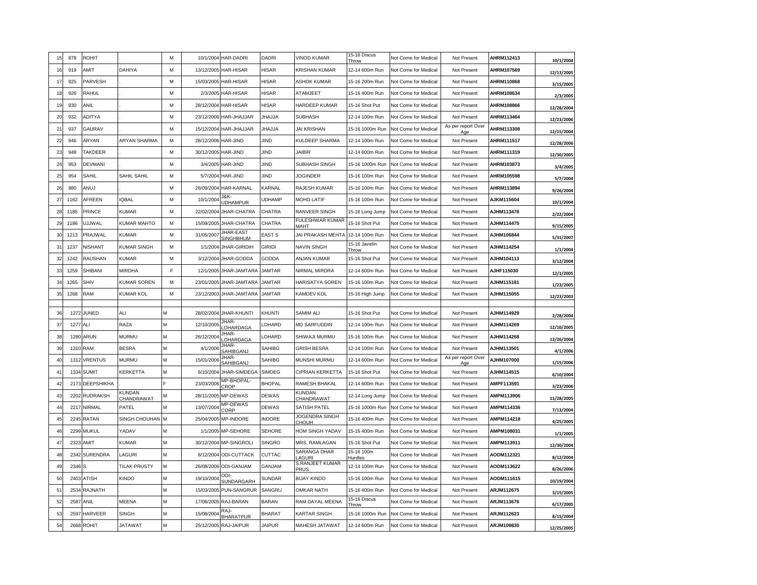| | | | | | | | | | | | | | |
|---|---|---|---|---|---|---|---|---|---|---|---|---|---|
| 15 | 878 | ROHIT | . | M | 10/1/2004 | HAR-DADRI | DADRI | VINOD KUMAR | 15-16 Discus Throw | Not Come for Medical | Not Present | AHRM112413 | 10/1/2004 |
| 16 | 919 | AMIT | DAHIYA | M | 13/12/2005 | HAR-HISAR | HISAR | KRISHAN KUMAR | 12-14 600m Run | Not Come for Medical | Not Present | AHRM107569 | 12/13/2005 |
| 17 | 925 | PARVESH | . | M | 15/03/2005 | HAR-HISAR | HISAR | ASHOK KUMAR | 15-16 200m Run | Not Come for Medical | Not Present | AHRM110868 | 3/15/2005 |
| 18 | 926 | RAHUL | . | M | 2/3/2005 | HAR-HISAR | HISAR | ATAMJEET | 15-16 400m Run | Not Come for Medical | Not Present | AHRM108634 | 2/3/2005 |
| 19 | 930 | ANIL | . | M | 28/12/2004 | HAR-HISAR | HISAR | HARDEEP KUMAR | 15-16 Shot Put | Not Come for Medical | Not Present | AHRM108866 | 12/28/2004 |
| 20 | 932 | ADITYA | . | M | 23/12/2006 | HAR-JHAJJAR | JHAJJA | SUBHASH | 12-14 100m Run | Not Come for Medical | Not Present | AHRM113464 | 12/23/2006 |
| 21 | 937 | GAURAV | . | M | 15/12/2004 | HAR-JHAJJAR | JHAJJA | JAI KRISHAN | 15-16 1000m Run | Not Come for Medical | As per report Over Age | AHRM113308 | 12/15/2004 |
| 22 | 946 | ARYAN | ARYAN SHARMA | M | 28/12/2006 | HAR-JIND | JIND | KULDEEP SHARMA | 12-14 100m Run | Not Come for Medical | Not Present | AHRM111517 | 12/28/2006 |
| 23 | 948 | TAKDEER | . | M | 30/12/2005 | HAR-JIND | JIND | JAIBIR | 12-14 600m Run | Not Come for Medical | Not Present | AHRM111319 | 12/30/2005 |
| 24 | 953 | DEVMANI | . | M | 3/4/2005 | HAR-JIND | JIND | SUBHASH SINGH | 15-16 1000m Run | Not Come for Medical | Not Present | AHRM103873 | 3/4/2005 |
| 25 | 954 | SAHIL | SAHIL SAHIL | M | 5/7/2004 | HAR-JIND | JIND | JOGINDER | 15-16 100m Run | Not Come for Medical | Not Present | AHRM105598 | 5/7/2004 |
| 26 | 980 | ANUJ | . | M | 26/09/2004 | HAR-KARNAL | KARNAL | RAJESH KUMAR | 15-16 100m Run | Not Come for Medical | Not Present | AHRM113894 | 9/26/2004 |
| 27 | 1162 | AFREEN | IQBAL | M | 10/1/2004 | J&K-UDHAMPUR | UDHAMP | MOHD LATIF | 15-16 100m Run | Not Come for Medical | Not Present | AJKM115604 | 10/1/2004 |
| 28 | 1185 | PRINCE | KUMAR | M | 22/02/2004 | JHAR-CHATRA | CHATRA | RANVEER SINGH | 15-16 Long Jump | Not Come for Medical | Not Present | AJHM113478 | 2/22/2004 |
| 29 | 1186 | UJJWAL | KUMAR MAHTO | M | 15/09/2005 | JHAR-CHATRA | CHATRA | FULESHWAR KUMAR MAHT | 15-16 Shot Put | Not Come for Medical | Not Present | AJHM114475 | 9/15/2005 |
| 30 | 1213 | PRAJWAL | KUMAR | M | 31/05/2007 | JHAR-EAST SINGHBHUM | EAST S | JAI PRAKASH MEHTA | 12-14 100m Run | Not Come for Medical | Not Present | AJHM106844 | 5/31/2007 |
| 31 | 1237 | NISHANT | KUMAR SINGH | M | 1/1/2004 | JHAR-GIRIDIH | GIRIDI | NAVIN SINGH | 15-16 Javelin Throw | Not Come for Medical | Not Present | AJHM114254 | 1/1/2004 |
| 32 | 1242 | RAUSHAN | KUMAR | M | 3/12/2004 | JHAR-GODDA | GODDA | ANJAN KUMAR | 15-16 Shot Put | Not Come for Medical | Not Present | AJHM104113 | 3/12/2004 |
| 33 | 1259 | SHIBANI | MIRDHA | F | 12/1/2005 | JHAR-JAMTARA | JAMTAR | NIRMAL MIRDRA | 12-14 600m Run | Not Come for Medical | Not Present | AJHF115030 | 12/1/2005 |
| 34 | 1265 | SHIV | KUMAR SOREN | M | 23/01/2005 | JHAR-JAMTARA | JAMTAR | HARISATYA SOREN | 15-16 100m Run | Not Come for Medical | Not Present | AJHM115181 | 1/23/2005 |
| 35 | 1268 | RAM | KUMAR KOL | M | 23/12/2003 | JHAR-JAMTARA | JAMTAR | KAMDEV KOL | 15-16 High Jump | Not Come for Medical | Not Present | AJHM115055 | 12/23/2003 |
| | | | | | | | | | | | | | |
| 36 | 1272 | JUNED | ALI | M | 28/02/2004 | JHAR-KHUNTI | KHUNTI | SAMIM ALI | 15-16 Shot Put | Not Come for Medical | Not Present | AJHM114929 | 2/28/2004 |
| 37 | 1277 | ALI | RAZA | M | 12/10/2005 | JHAR-LOHARDAGA | LOHARD | MD SARFUDDIN | 12-14 100m Run | Not Come for Medical | Not Present | AJHM114269 | 12/10/2005 |
| 38 | 1280 | ARUN | MURMU | M | 26/12/2004 | JHAR-LOHARDAGA | LOHARD | SHIWAJI MURMU | 15-16 100m Run | Not Come for Medical | Not Present | AJHM114268 | 12/26/2004 |
| 39 | 1310 | RAM | BESRA | M | 4/1/2006 | JHAR-SAHIBGANJ | SAHIBG | GRISH BESRA | 12-14 100m Run | Not Come for Medical | Not Present | AJHM113501 | 4/1/2006 |
| 40 | 1312 | VRENTUS | MURMU | M | 15/01/2006 | JHAR-SAHIBGANJ | SAHIBG | MUNSHI MURMU | 12-14 600m Run | Not Come for Medical | As per report Over Age | AJHM107000 | 1/15/2006 |
| 41 | 1334 | SUMIT | KERKETTA | M | 6/10/2004 | JHAR-SIMDEGA | SIMDEG | CIPRIAN KERKETTA | 15-16 Shot Put | Not Come for Medical | Not Present | AJHM114515 | 6/10/2004 |
| 42 | 2173 | DEEPSHIKHA | . | F | 23/03/2006 | MP-BHOPAL-CROP | BHOPAL | RAMESH BHAKAL | 12-14 600m Run | Not Come for Medical | Not Present | AMPF113591 | 3/23/2006 |
| 43 | 2202 | RUDRAKSH | KUNDAN CHANDRAWAT | M | 28/11/2005 | MP-DEWAS | DEWAS | KUNDAN CHANDRAWAT | 12-14 Long Jump | Not Come for Medical | Not Present | AMPM113906 | 11/28/2005 |
| 44 | 2217 | NIRMAL | PATEL | M | 13/07/2004 | MP-DEWAS CORP | DEWAS | SATISH PATEL | 15-16 1000m Run | Not Come for Medical | Not Present | AMPM114336 | 7/13/2004 |
| 45 | 2245 | RATAN | SINGH CHOUHAN | M | 25/04/2005 | MP-INDORE | INDORE | JOGENDRA SINGH CHOUH | 15-16 400m Run | Not Come for Medical | Not Present | AMPM114218 | 4/25/2005 |
| 46 | 2299 | MUKUL | YADAV | M | 1/1/2005 | MP-SEHORE | SEHORE | HOM SINGH YADAV | 15-16 400m Run | Not Come for Medical | Not Present | AMPM108031 | 1/1/2005 |
| 47 | 2323 | AMIT | KUMAR | M | 30/12/2004 | MP-SINGROLI | SINGRO | MRS. RAMLAGAN | 15-16 Shot Put | Not Come for Medical | Not Present | AMPM113911 | 12/30/2004 |
| 48 | 2342 | SURENDRA | LAGURI | M | 8/12/2004 | ODI-CUTTACK | CUTTAC | SARANGA DHAR LAGURI | 15-16 100m Hurdles | Not Come for Medical | Not Present | AODM112321 | 8/12/2004 |
| 49 | 2346 | S. | TILAK PRUSTY | M | 26/08/2006 | ODI-GANJAM | GANJAM | S.RANJEET KUMAR PRUS | 12-14 100m Run | Not Come for Medical | Not Present | AODM113622 | 8/26/2006 |
| 50 | 2403 | ATISH | KINDO | M | 19/10/2004 | ODI-SUNDARGARH | SUNDAR | BIJAY KINDO | 15-16 100m Run | Not Come for Medical | Not Present | AODM111615 | 10/19/2004 |
| 51 | 2534 | RAJNATH | . | M | 15/03/2005 | PUN-SANGRUR | SANGRU | OMKAR NATH | 15-16 400m Run | Not Come for Medical | Not Present | ARJM112675 | 3/15/2005 |
| 52 | 2587 | ANIL | MEENA | M | 17/06/2005 | RAJ-BARAN | BARAN | RAM DAYAL MEENA | 15-16 Discus Throw | Not Come for Medical | Not Present | ARJM113676 | 6/17/2005 |
| 53 | 2597 | HARVEER | SINGH | M | 15/08/2004 | RAJ-BHARATPUR | BHARAT | KARTAR SINGH | 15-16 1000m Run | Not Come for Medical | Not Present | ARJM112623 | 8/15/2004 |
| 54 | 2668 | ROHIT | JATAWAT | M | 25/12/2005 | RAJ-JAIPUR | JAIPUR | MAHESH JATAWAT | 12-14 600m Run | Not Come for Medical | Not Present | ARJM109830 | 12/25/2005 |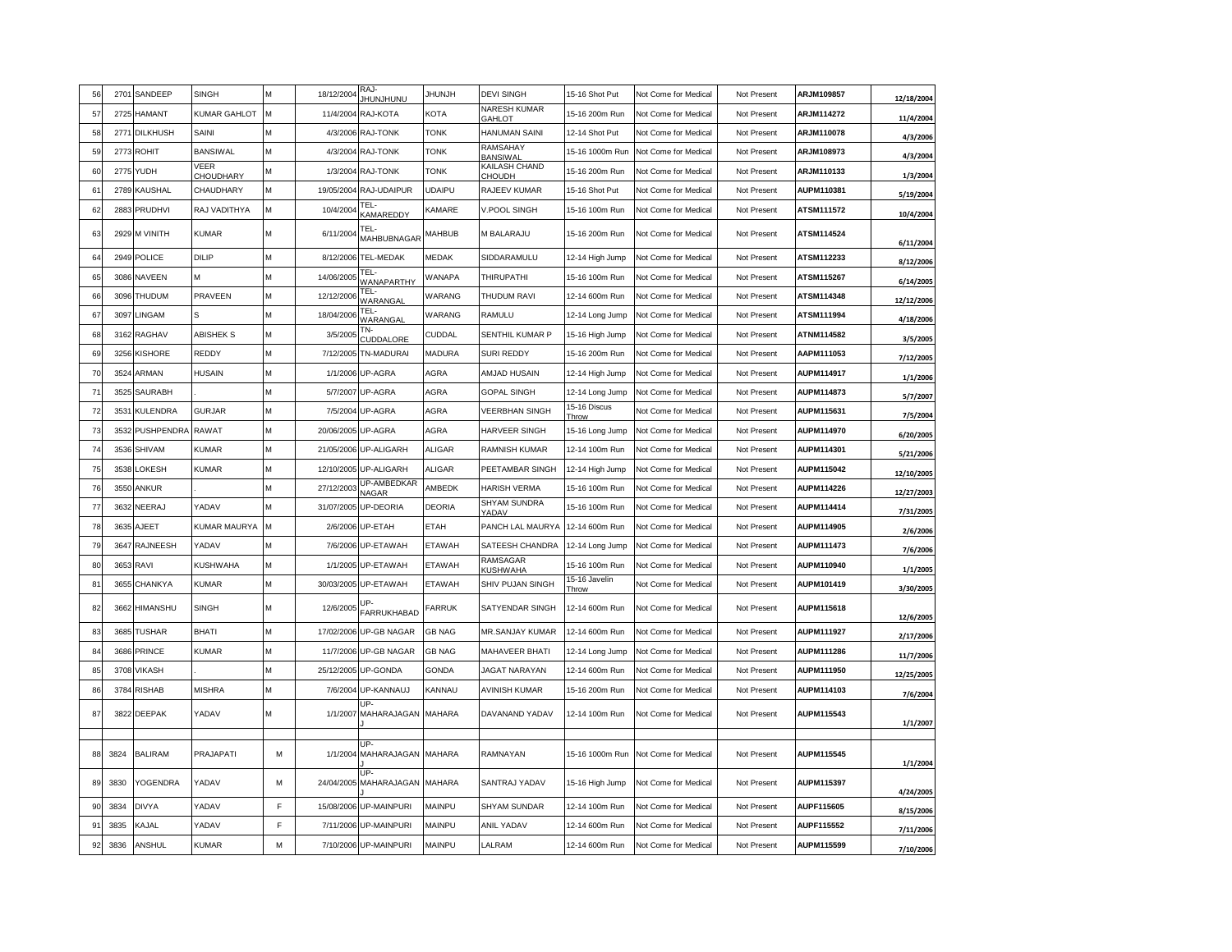| 56 | 2701 | SANDEEP | SINGH | M | 18/12/2004 | RAJ-JHUNJHUNU | JHUNJH | DEVI SINGH | 15-16 Shot Put | Not Come for Medical | Not Present | ARJM109857 | 12/18/2004 |
|---|---|---|---|---|---|---|---|---|---|---|---|---|---|
| 57 | 2725 | HAMANT | KUMAR GAHLOT | M | 11/4/2004 | RAJ-KOTA | KOTA | NARESH KUMAR GAHLOT | 15-16 200m Run | Not Come for Medical | Not Present | ARJM114272 | 11/4/2004 |
| 58 | 2771 | DILKHUSH | SAINI | M | 4/3/2006 | RAJ-TONK | TONK | HANUMAN SAINI | 12-14 Shot Put | Not Come for Medical | Not Present | ARJM110078 | 4/3/2006 |
| 59 | 2773 | ROHIT | BANSIWAL | M | 4/3/2004 | RAJ-TONK | TONK | RAMSAHAY BANSIWAL | 15-16 1000m Run | Not Come for Medical | Not Present | ARJM108973 | 4/3/2004 |
| 60 | 2775 | YUDH | VEER CHOUDHARY | M | 1/3/2004 | RAJ-TONK | TONK | KAILASH CHAND CHOUDH | 15-16 200m Run | Not Come for Medical | Not Present | ARJM110133 | 1/3/2004 |
| 61 | 2789 | KAUSHAL | CHAUDHARY | M | 19/05/2004 | RAJ-UDAIPUR | UDAIPU | RAJEEV KUMAR | 15-16 Shot Put | Not Come for Medical | Not Present | AUPM110381 | 5/19/2004 |
| 62 | 2883 | PRUDHVI | RAJ VADITHYA | M | 10/4/2004 | TEL-KAMAREDDY | KAMARE | V.POOL SINGH | 15-16 100m Run | Not Come for Medical | Not Present | ATSM111572 | 10/4/2004 |
| 63 | 2929 | M VINITH | KUMAR | M | 6/11/2004 | TEL-MAHBUBNAGAR | MAHBUB | M BALARAJU | 15-16 200m Run | Not Come for Medical | Not Present | ATSM114524 | 6/11/2004 |
| 64 | 2949 | POLICE | DILIP | M | 8/12/2006 | TEL-MEDAK | MEDAK | SIDDARAMULU | 12-14 High Jump | Not Come for Medical | Not Present | ATSM112233 | 8/12/2006 |
| 65 | 3086 | NAVEEN | M | M | 14/06/2005 | TEL-WANAPARTHY | WANAPA | THIRUPATHI | 15-16 100m Run | Not Come for Medical | Not Present | ATSM115267 | 6/14/2005 |
| 66 | 3096 | THUDUM | PRAVEEN | M | 12/12/2006 | TEL-WARANGAL | WARANG | THUDUM RAVI | 12-14 600m Run | Not Come for Medical | Not Present | ATSM114348 | 12/12/2006 |
| 67 | 3097 | LINGAM | S | M | 18/04/2006 | TEL-WARANGAL | WARANG | RAMULU | 12-14 Long Jump | Not Come for Medical | Not Present | ATSM111994 | 4/18/2006 |
| 68 | 3162 | RAGHAV | ABISHEK S | M | 3/5/2005 | TN-CUDDALORE | CUDDAL | SENTHIL KUMAR P | 15-16 High Jump | Not Come for Medical | Not Present | ATNM114582 | 3/5/2005 |
| 69 | 3256 | KISHORE | REDDY | M | 7/12/2005 | TN-MADURAI | MADURA | SURI REDDY | 15-16 200m Run | Not Come for Medical | Not Present | AAPM111053 | 7/12/2005 |
| 70 | 3524 | ARMAN | HUSAIN | M | 1/1/2006 | UP-AGRA | AGRA | AMJAD HUSAIN | 12-14 High Jump | Not Come for Medical | Not Present | AUPM114917 | 1/1/2006 |
| 71 | 3525 | SAURABH | . | M | 5/7/2007 | UP-AGRA | AGRA | GOPAL SINGH | 12-14 Long Jump | Not Come for Medical | Not Present | AUPM114873 | 5/7/2007 |
| 72 | 3531 | KULENDRA | GURJAR | M | 7/5/2004 | UP-AGRA | AGRA | VEERBHAN SINGH | 15-16 Discus Throw | Not Come for Medical | Not Present | AUPM115631 | 7/5/2004 |
| 73 | 3532 | PUSHPENDRA | RAWAT | M | 20/06/2005 | UP-AGRA | AGRA | HARVEER SINGH | 15-16 Long Jump | Not Come for Medical | Not Present | AUPM114970 | 6/20/2005 |
| 74 | 3536 | SHIVAM | KUMAR | M | 21/05/2006 | UP-ALIGARH | ALIGAR | RAMNISH KUMAR | 12-14 100m Run | Not Come for Medical | Not Present | AUPM114301 | 5/21/2006 |
| 75 | 3538 | LOKESH | KUMAR | M | 12/10/2005 | UP-ALIGARH | ALIGAR | PEETAMBAR SINGH | 12-14 High Jump | Not Come for Medical | Not Present | AUPM115042 | 12/10/2005 |
| 76 | 3550 | ANKUR | . | M | 27/12/2003 | UP-AMBEDKAR NAGAR | AMBEDK | HARISH VERMA | 15-16 100m Run | Not Come for Medical | Not Present | AUPM114226 | 12/27/2003 |
| 77 | 3632 | NEERAJ | YADAV | M | 31/07/2005 | UP-DEORIA | DEORIA | SHYAM SUNDRA YADAV | 15-16 100m Run | Not Come for Medical | Not Present | AUPM114414 | 7/31/2005 |
| 78 | 3635 | AJEET | KUMAR MAURYA | M | 2/6/2006 | UP-ETAH | ETAH | PANCH LAL MAURYA | 12-14 600m Run | Not Come for Medical | Not Present | AUPM114905 | 2/6/2006 |
| 79 | 3647 | RAJNEESH | YADAV | M | 7/6/2006 | UP-ETAWAH | ETAWAH | SATEESH CHANDRA | 12-14 Long Jump | Not Come for Medical | Not Present | AUPM111473 | 7/6/2006 |
| 80 | 3653 | RAVI | KUSHWAHA | M | 1/1/2005 | UP-ETAWAH | ETAWAH | RAMSAGAR KUSHWAHA | 15-16 100m Run | Not Come for Medical | Not Present | AUPM110940 | 1/1/2005 |
| 81 | 3655 | CHANKYA | KUMAR | M | 30/03/2005 | UP-ETAWAH | ETAWAH | SHIV PUJAN SINGH | 15-16 Javelin Throw | Not Come for Medical | Not Present | AUPM101419 | 3/30/2005 |
| 82 | 3662 | HIMANSHU | SINGH | M | 12/6/2005 | UP-FARRUKHABAD | FARRUK | SATYENDAR SINGH | 12-14 600m Run | Not Come for Medical | Not Present | AUPM115618 | 12/6/2005 |
| 83 | 3685 | TUSHAR | BHATI | M | 17/02/2006 | UP-GB NAGAR | GB NAG | MR.SANJAY KUMAR | 12-14 600m Run | Not Come for Medical | Not Present | AUPM111927 | 2/17/2006 |
| 84 | 3686 | PRINCE | KUMAR | M | 11/7/2006 | UP-GB NAGAR | GB NAG | MAHAVEER BHATI | 12-14 Long Jump | Not Come for Medical | Not Present | AUPM111286 | 11/7/2006 |
| 85 | 3708 | VIKASH | . | M | 25/12/2005 | UP-GONDA | GONDA | JAGAT NARAYAN | 12-14 600m Run | Not Come for Medical | Not Present | AUPM111950 | 12/25/2005 |
| 86 | 3784 | RISHAB | MISHRA | M | 7/6/2004 | UP-KANNAUJ | KANNAU | AVINISH KUMAR | 15-16 200m Run | Not Come for Medical | Not Present | AUPM114103 | 7/6/2004 |
| 87 | 3822 | DEEPAK | YADAV | M | 1/1/2007 | UP-MAHARAJAGANJ | MAHARA | DAVANAND YADAV | 12-14 100m Run | Not Come for Medical | Not Present | AUPM115543 | 1/1/2007 |
| 88 | 3824 | BALIRAM | PRAJAPATI | M | 1/1/2004 | UP-MAHARAJAGANJ | MAHARA | RAMNAYAN | 15-16 1000m Run | Not Come for Medical | Not Present | AUPM115545 | 1/1/2004 |
| 89 | 3830 | YOGENDRA | YADAV | M | 24/04/2005 | UP-MAHARAJAGANJ | MAHARA | SANTRAJ YADAV | 15-16 High Jump | Not Come for Medical | Not Present | AUPM115397 | 4/24/2005 |
| 90 | 3834 | DIVYA | YADAV | F | 15/08/2006 | UP-MAINPURI | MAINPU | SHYAM SUNDAR | 12-14 100m Run | Not Come for Medical | Not Present | AUPF115605 | 8/15/2006 |
| 91 | 3835 | KAJAL | YADAV | F | 7/11/2006 | UP-MAINPURI | MAINPU | ANIL YADAV | 12-14 600m Run | Not Come for Medical | Not Present | AUPF115552 | 7/11/2006 |
| 92 | 3836 | ANSHUL | KUMAR | M | 7/10/2006 | UP-MAINPURI | MAINPU | LALRAM | 12-14 600m Run | Not Come for Medical | Not Present | AUPM115599 | 7/10/2006 |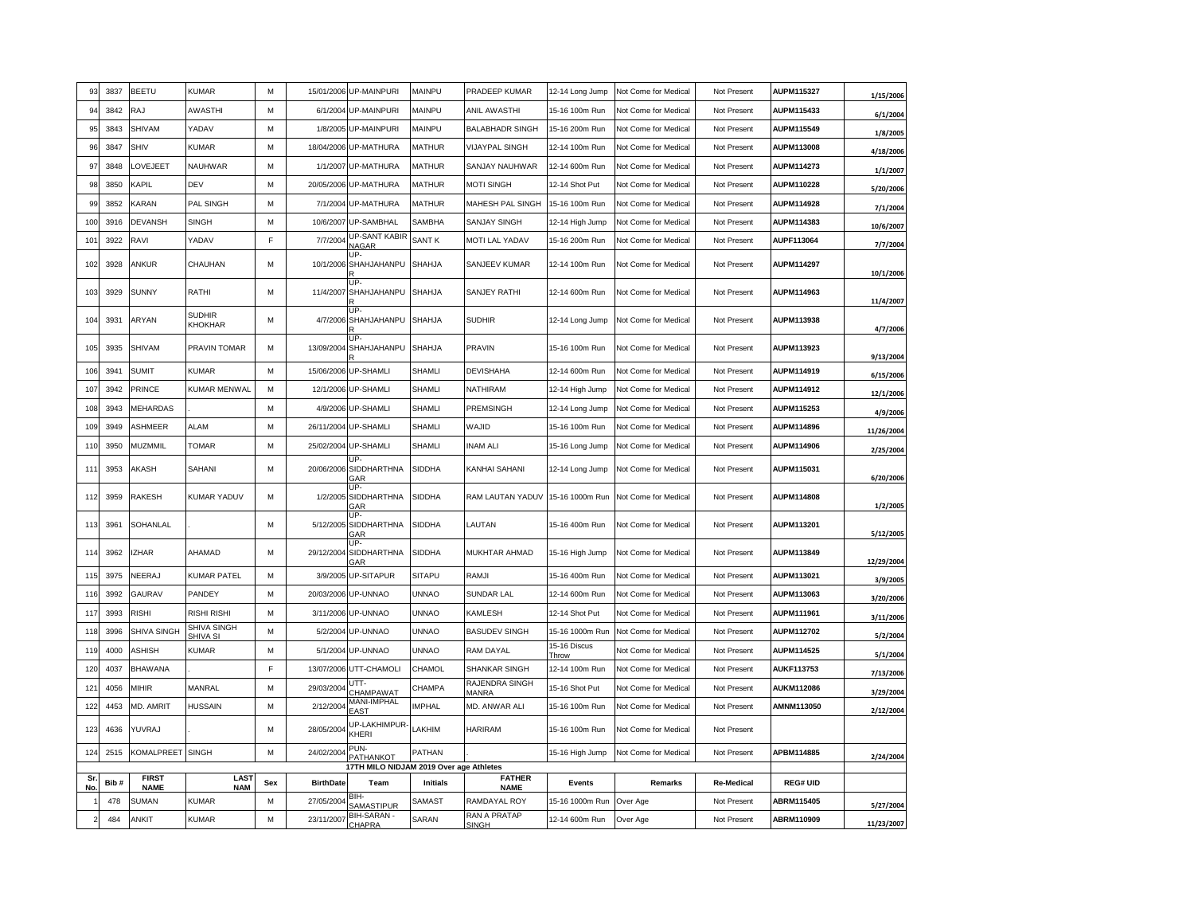| 93 | 3837 | BEETU | KUMAR | M | 15/01/2006 | UP-MAINPURI | MAINPU | PRADEEP KUMAR | 12-14 Long Jump | Not Come for Medical | Not Present | AUPM115327 | 1/15/2006 |
|---|---|---|---|---|---|---|---|---|---|---|---|---|---|
| 94 | 3842 | RAJ | AWASTHI | M | 6/1/2004 | UP-MAINPURI | MAINPU | ANIL AWASTHI | 15-16 100m Run | Not Come for Medical | Not Present | AUPM115433 | 6/1/2004 |
| 95 | 3843 | SHIVAM | YADAV | M | 1/8/2005 | UP-MAINPURI | MAINPU | BALABHADR SINGH | 15-16 200m Run | Not Come for Medical | Not Present | AUPM115549 | 1/8/2005 |
| 96 | 3847 | SHIV | KUMAR | M | 18/04/2006 | UP-MATHURA | MATHUR | VIJAYPAL SINGH | 12-14 100m Run | Not Come for Medical | Not Present | AUPM113008 | 4/18/2006 |
| 97 | 3848 | LOVEJEET | NAUHWAR | M | 1/1/2007 | UP-MATHURA | MATHUR | SANJAY NAUHWAR | 12-14 600m Run | Not Come for Medical | Not Present | AUPM114273 | 1/1/2007 |
| 98 | 3850 | KAPIL | DEV | M | 20/05/2006 | UP-MATHURA | MATHUR | MOTI SINGH | 12-14 Shot Put | Not Come for Medical | Not Present | AUPM110228 | 5/20/2006 |
| 99 | 3852 | KARAN | PAL SINGH | M | 7/1/2004 | UP-MATHURA | MATHUR | MAHESH PAL SINGH | 15-16 100m Run | Not Come for Medical | Not Present | AUPM114928 | 7/1/2004 |
| 100 | 3916 | DEVANSH | SINGH | M | 10/6/2007 | UP-SAMBHAL | SAMBHA | SANJAY SINGH | 12-14 High Jump | Not Come for Medical | Not Present | AUPM114383 | 10/6/2007 |
| 101 | 3922 | RAVI | YADAV | F | 7/7/2004 | UP-SANT KABIR NAGAR | SANT K | MOTI LAL YADAV | 15-16 200m Run | Not Come for Medical | Not Present | AUPF113064 | 7/7/2004 |
| 102 | 3928 | ANKUR | CHAUHAN | M | 10/1/2006 | UP-SHAHJAHANPUR | SHAHJA | SANJEEV KUMAR | 12-14 100m Run | Not Come for Medical | Not Present | AUPM114297 | 10/1/2006 |
| 103 | 3929 | SUNNY | RATHI | M | 11/4/2007 | UP-SHAHJAHANPUR | SHAHJA | SANJEY RATHI | 12-14 600m Run | Not Come for Medical | Not Present | AUPM114963 | 11/4/2007 |
| 104 | 3931 | ARYAN | SUDHIR KHOKHAR | M | 4/7/2006 | UP-SHAHJAHANPUR | SHAHJA | SUDHIR | 12-14 Long Jump | Not Come for Medical | Not Present | AUPM113938 | 4/7/2006 |
| 105 | 3935 | SHIVAM | PRAVIN TOMAR | M | 13/09/2004 | UP-SHAHJAHANPUR | SHAHJA | PRAVIN | 15-16 100m Run | Not Come for Medical | Not Present | AUPM113923 | 9/13/2004 |
| 106 | 3941 | SUMIT | KUMAR | M | 15/06/2006 | UP-SHAMLI | SHAMLI | DEVISHAHA | 12-14 600m Run | Not Come for Medical | Not Present | AUPM114919 | 6/15/2006 |
| 107 | 3942 | PRINCE | KUMAR MENWAL | M | 12/1/2006 | UP-SHAMLI | SHAMLI | NATHIRAM | 12-14 High Jump | Not Come for Medical | Not Present | AUPM114912 | 12/1/2006 |
| 108 | 3943 | MEHARDAS | . | M | 4/9/2006 | UP-SHAMLI | SHAMLI | PREMSINGH | 12-14 Long Jump | Not Come for Medical | Not Present | AUPM115253 | 4/9/2006 |
| 109 | 3949 | ASHMEER | ALAM | M | 26/11/2004 | UP-SHAMLI | SHAMLI | WAJID | 15-16 100m Run | Not Come for Medical | Not Present | AUPM114896 | 11/26/2004 |
| 110 | 3950 | MUZMMIL | TOMAR | M | 25/02/2004 | UP-SHAMLI | SHAMLI | INAM ALI | 15-16 Long Jump | Not Come for Medical | Not Present | AUPM114906 | 2/25/2004 |
| 111 | 3953 | AKASH | SAHANI | M | 20/06/2006 | UP-SIDDHARTHNAGAR | SIDDHA | KANHAI SAHANI | 12-14 Long Jump | Not Come for Medical | Not Present | AUPM115031 | 6/20/2006 |
| 112 | 3959 | RAKESH | KUMAR YADUV | M | 1/2/2005 | UP-SIDDHARTHNAGAR | SIDDHA | RAM LAUTAN YADUV | 15-16 1000m Run | Not Come for Medical | Not Present | AUPM114808 | 1/2/2005 |
| 113 | 3961 | SOHANLAL | . | M | 5/12/2005 | UP-SIDDHARTHNAGAR | SIDDHA | LAUTAN | 15-16 400m Run | Not Come for Medical | Not Present | AUPM113201 | 5/12/2005 |
| 114 | 3962 | IZHAR | AHAMAD | M | 29/12/2004 | UP-SIDDHARTHNAGAR | SIDDHA | MUKHTAR AHMAD | 15-16 High Jump | Not Come for Medical | Not Present | AUPM113849 | 12/29/2004 |
| 115 | 3975 | NEERAJ | KUMAR PATEL | M | 3/9/2005 | UP-SITAPUR | SITAPU | RAMJI | 15-16 400m Run | Not Come for Medical | Not Present | AUPM113021 | 3/9/2005 |
| 116 | 3992 | GAURAV | PANDEY | M | 20/03/2006 | UP-UNNAO | UNNAO | SUNDAR LAL | 12-14 600m Run | Not Come for Medical | Not Present | AUPM113063 | 3/20/2006 |
| 117 | 3993 | RISHI | RISHI RISHI | M | 3/11/2006 | UP-UNNAO | UNNAO | KAMLESH | 12-14 Shot Put | Not Come for Medical | Not Present | AUPM111961 | 3/11/2006 |
| 118 | 3996 | SHIVA SINGH | SHIVA SINGH SHIVA SI | M | 5/2/2004 | UP-UNNAO | UNNAO | BASUDEV SINGH | 15-16 1000m Run | Not Come for Medical | Not Present | AUPM112702 | 5/2/2004 |
| 119 | 4000 | ASHISH | KUMAR | M | 5/1/2004 | UP-UNNAO | UNNAO | RAM DAYAL | 15-16 Discus Throw | Not Come for Medical | Not Present | AUPM114525 | 5/1/2004 |
| 120 | 4037 | BHAWANA | . | F | 13/07/2006 | UTT-CHAMOLI | CHAMOL | SHANKAR SINGH | 12-14 100m Run | Not Come for Medical | Not Present | AUKF113753 | 7/13/2006 |
| 121 | 4056 | MIHIR | MANRAL | M | 29/03/2004 | UTT-CHAMPAWAT | CHAMPA | RAJENDRA SINGH MANRA | 15-16 Shot Put | Not Come for Medical | Not Present | AUKM112086 | 3/29/2004 |
| 122 | 4453 | MD. AMRIT | HUSSAIN | M | 2/12/2004 | MANI-IMPHAL EAST | IMPHAL | MD. ANWAR ALI | 15-16 100m Run | Not Come for Medical | Not Present | AMNM113050 | 2/12/2004 |
| 123 | 4636 | YUVRAJ | . | M | 28/05/2004 | UP-LAKHIMPUR-KHERI | LAKHIM | HARIRAM | 15-16 100m Run | Not Come for Medical | Not Present | | |
| 124 | 2515 | KOMALPREET | SINGH | M | 24/02/2004 | PUN-PATHANKOT | PATHAN | . | 15-16 High Jump | Not Come for Medical | Not Present | APBM114885 | 2/24/2004 |

**17TH MILO NIDJAM 2019 Over age Athletes**

| Sr. No. | Bib # | FIRST NAME | LAST NAM | Sex | BirthDate | Team | Initials | FATHER NAME | Events | Remarks | Re-Medical | REG# UID | |
|---|---|---|---|---|---|---|---|---|---|---|---|---|---|
| 1 | 478 | SUMAN | KUMAR | M | 27/05/2004 | BIH-SAMASTIPUR | SAMAST | RAMDAYAL ROY | 15-16 1000m Run | Over Age | Not Present | ABRM115405 | 5/27/2004 |
| 2 | 484 | ANKIT | KUMAR | M | 23/11/2007 | BIH-SARAN - CHAPRA | SARAN | RAN A PRATAP SINGH | 12-14 600m Run | Over Age | Not Present | ABRM110909 | 11/23/2007 |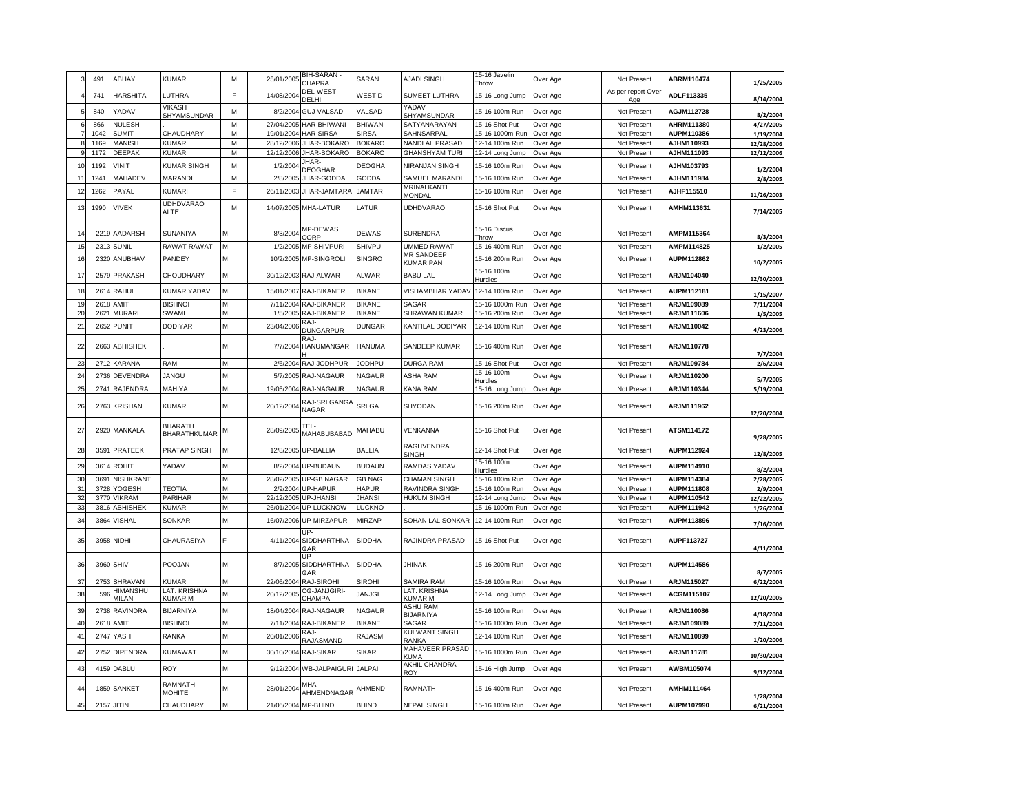| 3 | 491 | ABHAY | KUMAR | M | 25/01/2005 | BIH-SARAN - CHAPRA | SARAN | AJADI SINGH | 15-16 Javelin Throw | Over Age | Not Present | ABRM110474 | 1/25/2005 |
|---|---|---|---|---|---|---|---|---|---|---|---|---|---|
| 4 | 741 | HARSHITA | LUTHRA | F | 14/08/2004 | DEL-WEST DELHI | WEST D | SUMEET LUTHRA | 15-16 Long Jump | Over Age | As per report Over Age | ADLF113335 | 8/14/2004 |
| 5 | 840 | YADAV | VIKASH SHYAMSUNDAR | M | 8/2/2004 | GUJ-VALSAD | VALSAD | YADAV SHYAMSUNDAR | 15-16 100m Run | Over Age | Not Present | AGJM112728 | 8/2/2004 |
| 6 | 866 | NULESH | | M | 27/04/2005 | HAR-BHIWANI | BHIWAN | SATYANARAYAN | 15-16 Shot Put | Over Age | Not Present | AHRM111380 | 4/27/2005 |
| 7 | 1042 | SUMIT | CHAUDHARY | M | 19/01/2004 | HAR-SIRSA | SIRSA | SAHNSARPAL | 15-16 1000m Run | Over Age | Not Present | AUPM110386 | 1/19/2004 |
| 8 | 1169 | MANISH | KUMAR | M | 28/12/2006 | JHAR-BOKARO | BOKARO | NANDLAL PRASAD | 12-14 100m Run | Over Age | Not Present | AJHM110993 | 12/28/2006 |
| 9 | 1172 | DEEPAK | KUMAR | M | 12/12/2006 | JHAR-BOKARO | BOKARO | GHANSHYAM TURI | 12-14 Long Jump | Over Age | Not Present | AJHM111093 | 12/12/2006 |
| 10 | 1192 | VINIT | KUMAR SINGH | M | 1/2/2004 | JHAR-DEOGHAR | DEOGHA | NIRANJAN SINGH | 15-16 100m Run | Over Age | Not Present | AJHM103793 | 1/2/2004 |
| 11 | 1241 | MAHADEV | MARANDI | M | 2/8/2005 | JHAR-GODDA | GODDA | SAMUEL MARANDI | 15-16 100m Run | Over Age | Not Present | AJHM111984 | 2/8/2005 |
| 12 | 1262 | PAYAL | KUMARI | F | 26/11/2003 | JHAR-JAMTARA | JAMTAR | MRINALKANTI MONDAL | 15-16 100m Run | Over Age | Not Present | AJHF115510 | 11/26/2003 |
| 13 | 1990 | VIVEK | UDHDVARAO ALTE | M | 14/07/2005 | MHA-LATUR | LATUR | UDHDVARAO | 15-16 Shot Put | Over Age | Not Present | AMHM113631 | 7/14/2005 |
| | | | | | | | | | | | | | |
| 14 | 2219 | AADARSH | SUNANIYA | M | 8/3/2004 | MP-DEWAS CORP | DEWAS | SURENDRA | 15-16 Discus Throw | Over Age | Not Present | AMPM115364 | 8/3/2004 |
| 15 | 2313 | SUNIL | RAWAT RAWAT | M | 1/2/2005 | MP-SHIVPURI | SHIVPU | UMMED RAWAT | 15-16 400m Run | Over Age | Not Present | AMPM114825 | 1/2/2005 |
| 16 | 2320 | ANUBHAV | PANDEY | M | 10/2/2005 | MP-SINGROLI | SINGRO | MR SANDEEP KUMAR PAN | 15-16 200m Run | Over Age | Not Present | AUPM112862 | 10/2/2005 |
| 17 | 2579 | PRAKASH | CHOUDHARY | M | 30/12/2003 | RAJ-ALWAR | ALWAR | BABU LAL | 15-16 100m Hurdles | Over Age | Not Present | ARJM104040 | 12/30/2003 |
| 18 | 2614 | RAHUL | KUMAR YADAV | M | 15/01/2007 | RAJ-BIKANER | BIKANE | VISHAMBHAR YADAV | 12-14 100m Run | Over Age | Not Present | AUPM112181 | 1/15/2007 |
| 19 | 2618 | AMIT | BISHNOI | M | 7/11/2004 | RAJ-BIKANER | BIKANE | SAGAR | 15-16 1000m Run | Over Age | Not Present | ARJM109089 | 7/11/2004 |
| 20 | 2621 | MURARI | SWAMI | M | 1/5/2005 | RAJ-BIKANER | BIKANE | SHRAWAN KUMAR | 15-16 200m Run | Over Age | Not Present | ARJM111606 | 1/5/2005 |
| 21 | 2652 | PUNIT | DODIYAR | M | 23/04/2006 | RAJ-DUNGARPUR | DUNGAR | KANTILAL DODIYAR | 12-14 100m Run | Over Age | Not Present | ARJM110042 | 4/23/2006 |
| 22 | 2663 | ABHISHEK | . | M | 7/7/2004 | RAJ-HANUMANGARH | HANUMA | SANDEEP KUMAR | 15-16 400m Run | Over Age | Not Present | ARJM110778 | 7/7/2004 |
| 23 | 2712 | KARANA | RAM | M | 2/6/2004 | RAJ-JODHPUR | JODHPU | DURGA RAM | 15-16 Shot Put | Over Age | Not Present | ARJM109784 | 2/6/2004 |
| 24 | 2736 | DEVENDRA | JANGU | M | 5/7/2005 | RAJ-NAGAUR | NAGAUR | ASHA RAM | 15-16 100m Hurdles | Over Age | Not Present | ARJM110200 | 5/7/2005 |
| 25 | 2741 | RAJENDRA | MAHIYA | M | 19/05/2004 | RAJ-NAGAUR | NAGAUR | KANA RAM | 15-16 Long Jump | Over Age | Not Present | ARJM110344 | 5/19/2004 |
| 26 | 2763 | KRISHAN | KUMAR | M | 20/12/2004 | RAJ-SRI GANGA NAGAR | SRI GA | SHYODAN | 15-16 200m Run | Over Age | Not Present | ARJM111962 | 12/20/2004 |
| 27 | 2920 | MANKALA | BHARATH BHARATHKUMAR | M | 28/09/2005 | TEL-MAHABUBABAD | MAHABU | VENKANNA | 15-16 Shot Put | Over Age | Not Present | ATSM114172 | 9/28/2005 |
| 28 | 3591 | PRATEEK | PRATAP SINGH | M | 12/8/2005 | UP-BALLIA | BALLIA | RAGHVENDRA SINGH | 12-14 Shot Put | Over Age | Not Present | AUPM112924 | 12/8/2005 |
| 29 | 3614 | ROHIT | YADAV | M | 8/2/2004 | UP-BUDAUN | BUDAUN | RAMDAS YADAV | 15-16 100m Hurdles | Over Age | Not Present | AUPM114910 | 8/2/2004 |
| 30 | 3691 | NISHKRANT | . | M | 28/02/2005 | UP-GB NAGAR | GB NAG | CHAMAN SINGH | 15-16 100m Run | Over Age | Not Present | AUPM114384 | 2/28/2005 |
| 31 | 3728 | YOGESH | TEOTIA | M | 2/9/2004 | UP-HAPUR | HAPUR | RAVINDRA SINGH | 15-16 100m Run | Over Age | Not Present | AUPM111808 | 2/9/2004 |
| 32 | 3770 | VIKRAM | PARIHAR | M | 22/12/2005 | UP-JHANSI | JHANSI | HUKUM SINGH | 12-14 Long Jump | Over Age | Not Present | AUPM110542 | 12/22/2005 |
| 33 | 3816 | ABHISHEK | KUMAR | M | 26/01/2004 | UP-LUCKNOW | LUCKNO | . | 15-16 1000m Run | Over Age | Not Present | AUPM111942 | 1/26/2004 |
| 34 | 3864 | VISHAL | SONKAR | M | 16/07/2006 | UP-MIRZAPUR | MIRZAP | SOHAN LAL SONKAR | 12-14 100m Run | Over Age | Not Present | AUPM113896 | 7/16/2006 |
| 35 | 3958 | NIDHI | CHAURASIYA | F | 4/11/2004 | UP-SIDDHARTHNAGAR | SIDDHA | RAJINDRA PRASAD | 15-16 Shot Put | Over Age | Not Present | AUPF113727 | 4/11/2004 |
| 36 | 3960 | SHIV | POOJAN | M | 8/7/2005 | UP-SIDDHARTHNAGAR | SIDDHA | JHINAK | 15-16 200m Run | Over Age | Not Present | AUPM114586 | 8/7/2005 |
| 37 | 2753 | SHRAVAN | KUMAR | M | 22/06/2004 | RAJ-SIROHI | SIROHI | SAMIRA RAM | 15-16 100m Run | Over Age | Not Present | ARJM115027 | 6/22/2004 |
| 38 | 596 | HIMANSHU MILAN | LAT. KRISHNA KUMAR M | M | 20/12/2005 | CG-JANJGIRI-CHAMPA | JANJGI | LAT. KRISHNA KUMAR M | 12-14 Long Jump | Over Age | Not Present | ACGM115107 | 12/20/2005 |
| 39 | 2738 | RAVINDRA | BIJARNIYA | M | 18/04/2004 | RAJ-NAGAUR | NAGAUR | ASHU RAM BIJARNIYA | 15-16 100m Run | Over Age | Not Present | ARJM110086 | 4/18/2004 |
| 40 | 2618 | AMIT | BISHNOI | M | 7/11/2004 | RAJ-BIKANER | BIKANE | SAGAR | 15-16 1000m Run | Over Age | Not Present | ARJM109089 | 7/11/2004 |
| 41 | 2747 | YASH | RANKA | M | 20/01/2006 | RAJ-RAJASMAND | RAJASM | KULWANT SINGH RANKA | 12-14 100m Run | Over Age | Not Present | ARJM110899 | 1/20/2006 |
| 42 | 2752 | DIPENDRA | KUMAWAT | M | 30/10/2004 | RAJ-SIKAR | SIKAR | MAHAVEER PRASAD KUMA | 15-16 1000m Run | Over Age | Not Present | ARJM111781 | 10/30/2004 |
| 43 | 4159 | DABLU | ROY | M | 9/12/2004 | WB-JALPAIGURI | JALPAI | AKHIL CHANDRA ROY | 15-16 High Jump | Over Age | Not Present | AWBM105074 | 9/12/2004 |
| 44 | 1859 | SANKET | RAMNATH MOHITE | M | 28/01/2004 | MHA-AHMENDNAGAR | AHMEND | RAMNATH | 15-16 400m Run | Over Age | Not Present | AMHM111464 | 1/28/2004 |
| 45 | 2157 | JITIN | CHAUDHARY | M | 21/06/2004 | MP-BHIND | BHIND | NEPAL SINGH | 15-16 100m Run | Over Age | Not Present | AUPM107990 | 6/21/2004 |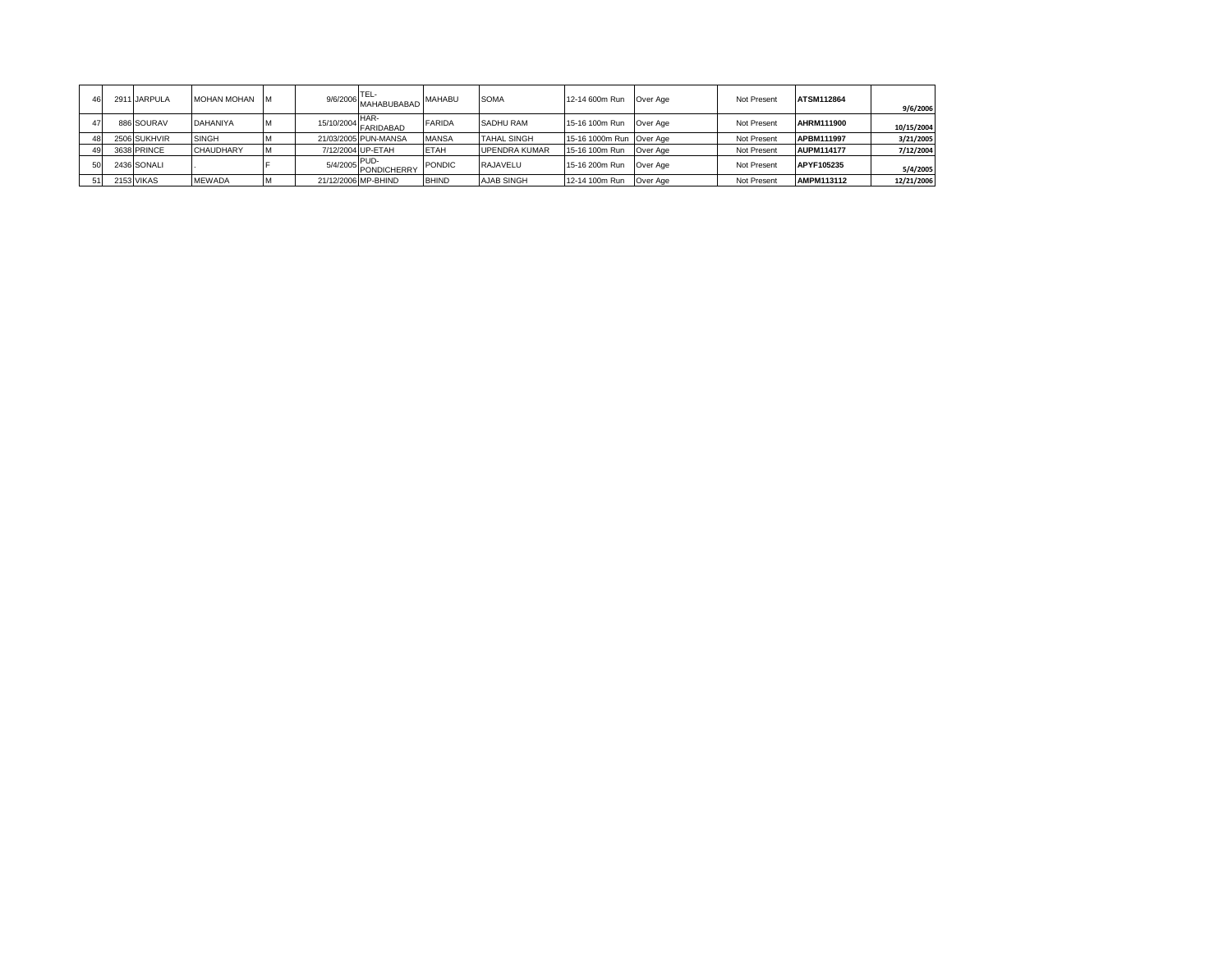| | | | | | | | | | | | | | |
|---|---|---|---|---|---|---|---|---|---|---|---|---|---|
| 46 | 2911 | JARPULA | MOHAN MOHAN | M | 9/6/2006 | TEL-MAHABUBABAD | MAHABU | SOMA | 12-14 600m Run | Over Age | Not Present | ATSM112864 | 9/6/2006 |
| 47 | 886 | SOURAV | DAHANIYA | M | 15/10/2004 | HAR-FARIDABAD | FARIDA | SADHU RAM | 15-16 100m Run | Over Age | Not Present | AHRM111900 | 10/15/2004 |
| 48 | 2506 | SUKHVIR | SINGH | M | 21/03/2005 | PUN-MANSA | MANSA | TAHAL SINGH | 15-16 1000m Run | Over Age | Not Present | APBM111997 | 3/21/2005 |
| 49 | 3638 | PRINCE | CHAUDHARY | M | 7/12/2004 | UP-ETAH | ETAH | UPENDRA KUMAR | 15-16 100m Run | Over Age | Not Present | AUPM114177 | 7/12/2004 |
| 50 | 2436 | SONALI | . | F | 5/4/2005 | PUD-PONDICHERRY | PONDIC | RAJAVELU | 15-16 200m Run | Over Age | Not Present | APYF105235 | 5/4/2005 |
| 51 | 2153 | VIKAS | MEWADA | M | 21/12/2006 | MP-BHIND | BHIND | AJAB SINGH | 12-14 100m Run | Over Age | Not Present | AMPM113112 | 12/21/2006 |